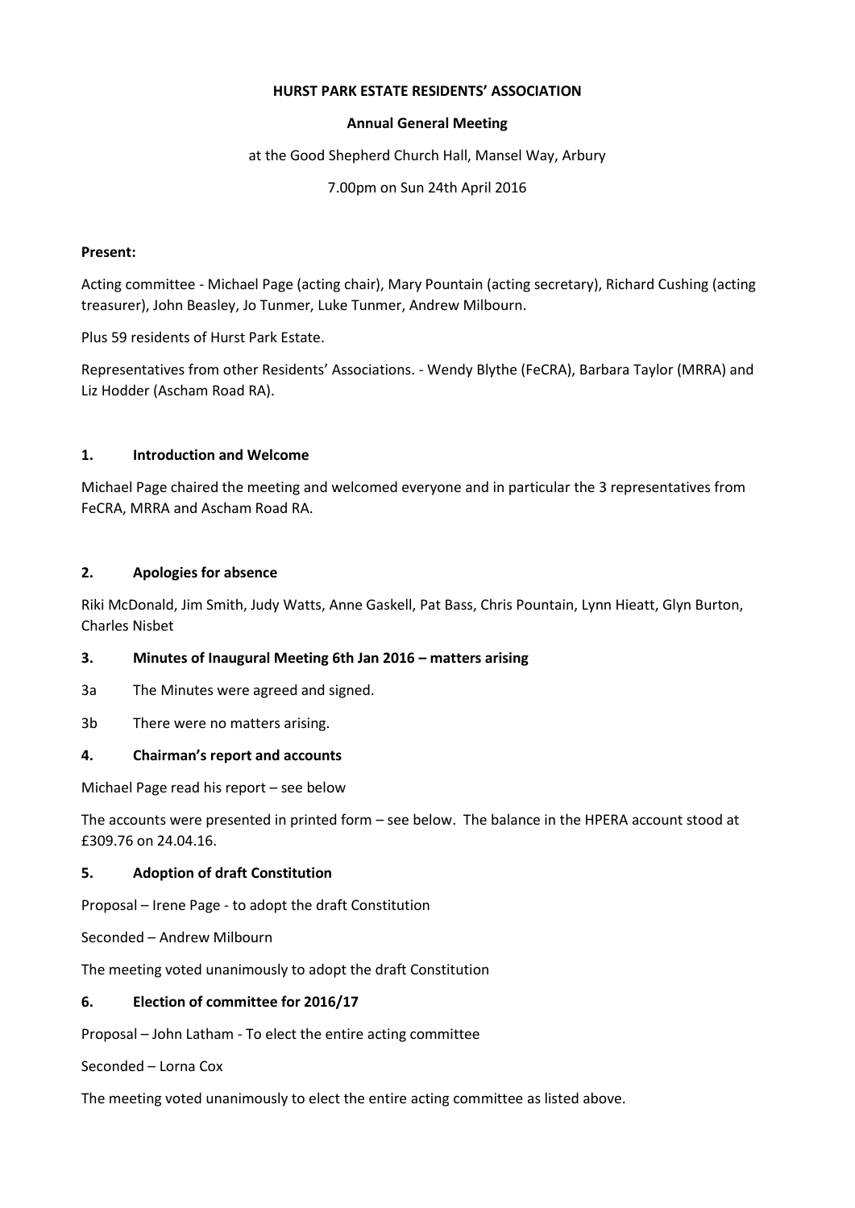**HURST PARK ESTATE RESIDENTS' ASSOCIATION**

**Annual General Meeting**

at the Good Shepherd Church Hall, Mansel Way, Arbury

7.00pm on Sun 24th April 2016

**Present:**

Acting committee - Michael Page (acting chair), Mary Pountain (acting secretary), Richard Cushing (acting treasurer), John Beasley, Jo Tunmer, Luke Tunmer, Andrew Milbourn.

Plus 59 residents of Hurst Park Estate.

Representatives from other Residents' Associations. - Wendy Blythe (FeCRA), Barbara Taylor (MRRA) and Liz Hodder (Ascham Road RA).

## 1. Introduction and Welcome

Michael Page chaired the meeting and welcomed everyone and in particular the 3 representatives from FeCRA, MRRA and Ascham Road RA.

## 2. Apologies for absence

Riki McDonald, Jim Smith, Judy Watts, Anne Gaskell, Pat Bass, Chris Pountain, Lynn Hieatt, Glyn Burton, Charles Nisbet

## 3. Minutes of Inaugural Meeting 6th Jan 2016 – matters arising

3a The Minutes were agreed and signed.

3b There were no matters arising.

## 4. Chairman's report and accounts

Michael Page read his report – see below

The accounts were presented in printed form – see below. The balance in the HPERA account stood at £309.76 on 24.04.16.

## 5. Adoption of draft Constitution

Proposal – Irene Page - to adopt the draft Constitution

Seconded – Andrew Milbourn

The meeting voted unanimously to adopt the draft Constitution

## 6. Election of committee for 2016/17

Proposal – John Latham - To elect the entire acting committee

Seconded – Lorna Cox

The meeting voted unanimously to elect the entire acting committee as listed above.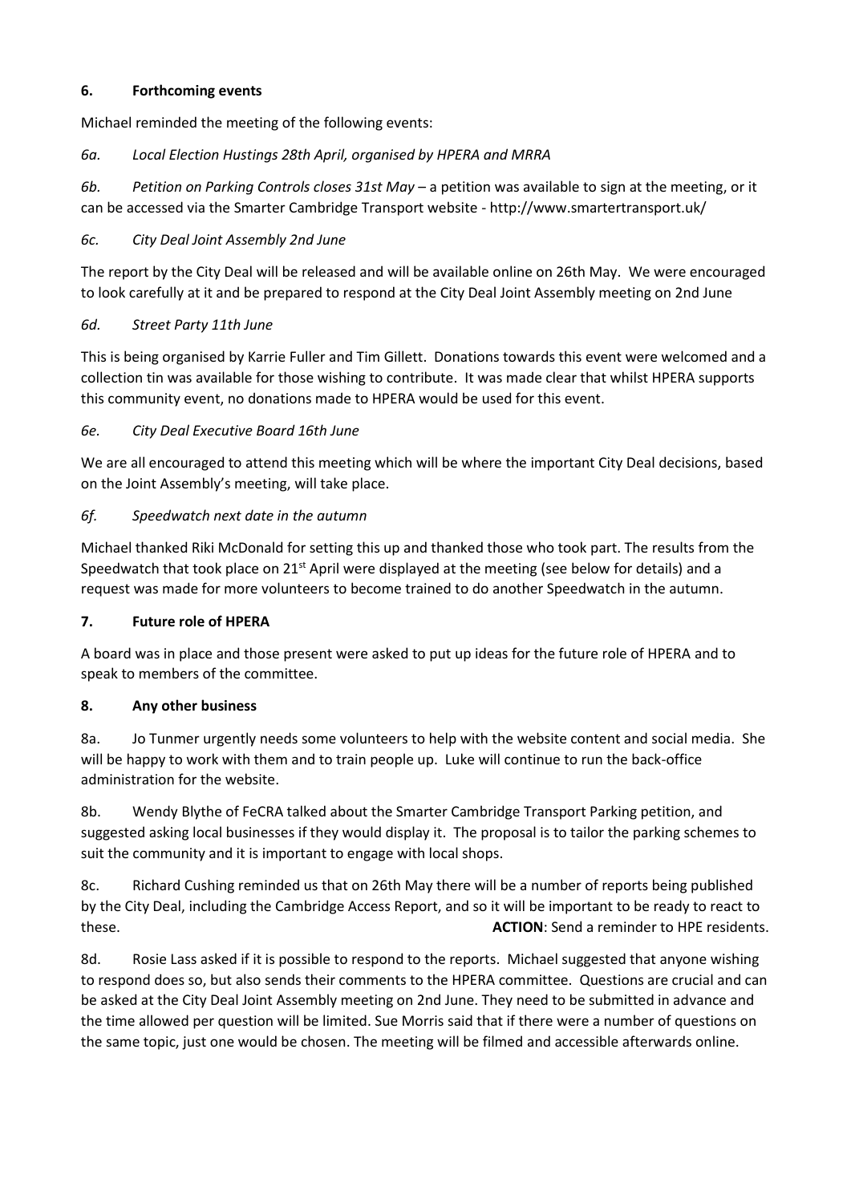### 6. Forthcoming events

Michael reminded the meeting of the following events:

*6a. Local Election Hustings 28th April, organised by HPERA and MRRA*

*6b. Petition on Parking Controls closes 31st May* – a petition was available to sign at the meeting, or it can be accessed via the Smarter Cambridge Transport website - http://www.smartertransport.uk/

*6c. City Deal Joint Assembly 2nd June*

The report by the City Deal will be released and will be available online on 26th May. We were encouraged to look carefully at it and be prepared to respond at the City Deal Joint Assembly meeting on 2nd June

*6d. Street Party 11th June*

This is being organised by Karrie Fuller and Tim Gillett. Donations towards this event were welcomed and a collection tin was available for those wishing to contribute. It was made clear that whilst HPERA supports this community event, no donations made to HPERA would be used for this event.

*6e. City Deal Executive Board 16th June*

We are all encouraged to attend this meeting which will be where the important City Deal decisions, based on the Joint Assembly's meeting, will take place.

*6f. Speedwatch next date in the autumn*

Michael thanked Riki McDonald for setting this up and thanked those who took part. The results from the Speedwatch that took place on 21st April were displayed at the meeting (see below for details) and a request was made for more volunteers to become trained to do another Speedwatch in the autumn.

### 7. Future role of HPERA

A board was in place and those present were asked to put up ideas for the future role of HPERA and to speak to members of the committee.

### 8. Any other business

8a. Jo Tunmer urgently needs some volunteers to help with the website content and social media. She will be happy to work with them and to train people up. Luke will continue to run the back-office administration for the website.

8b. Wendy Blythe of FeCRA talked about the Smarter Cambridge Transport Parking petition, and suggested asking local businesses if they would display it. The proposal is to tailor the parking schemes to suit the community and it is important to engage with local shops.

8c. Richard Cushing reminded us that on 26th May there will be a number of reports being published by the City Deal, including the Cambridge Access Report, and so it will be important to be ready to react to these. **ACTION**: Send a reminder to HPE residents.

8d. Rosie Lass asked if it is possible to respond to the reports. Michael suggested that anyone wishing to respond does so, but also sends their comments to the HPERA committee. Questions are crucial and can be asked at the City Deal Joint Assembly meeting on 2nd June. They need to be submitted in advance and the time allowed per question will be limited. Sue Morris said that if there were a number of questions on the same topic, just one would be chosen. The meeting will be filmed and accessible afterwards online.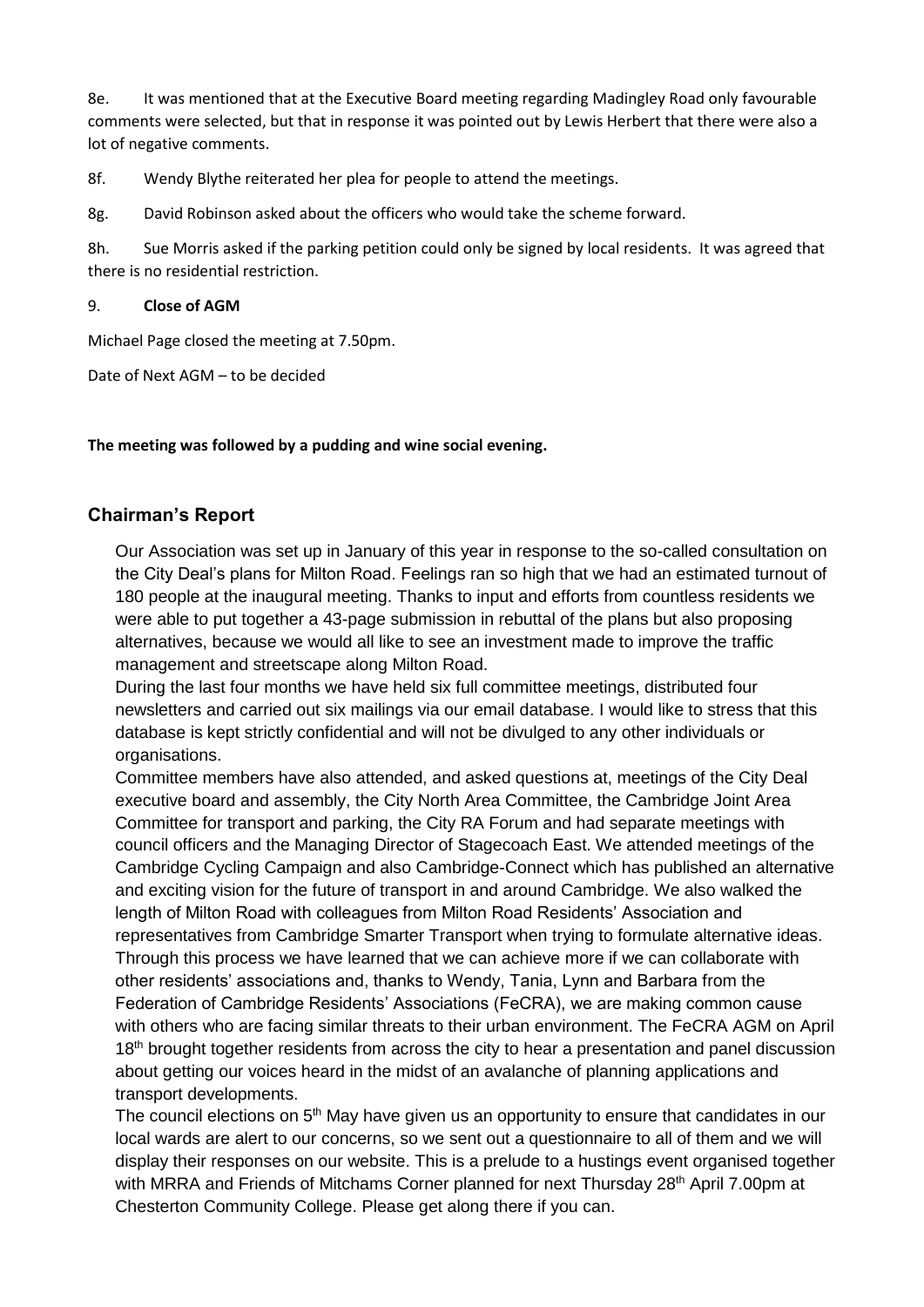8e. It was mentioned that at the Executive Board meeting regarding Madingley Road only favourable comments were selected, but that in response it was pointed out by Lewis Herbert that there were also a lot of negative comments.

8f. Wendy Blythe reiterated her plea for people to attend the meetings.

8g. David Robinson asked about the officers who would take the scheme forward.

8h. Sue Morris asked if the parking petition could only be signed by local residents. It was agreed that there is no residential restriction.

9. **Close of AGM**

Michael Page closed the meeting at 7.50pm.

Date of Next AGM – to be decided

**The meeting was followed by a pudding and wine social evening.**

## Chairman's Report

Our Association was set up in January of this year in response to the so-called consultation on the City Deal's plans for Milton Road. Feelings ran so high that we had an estimated turnout of 180 people at the inaugural meeting. Thanks to input and efforts from countless residents we were able to put together a 43-page submission in rebuttal of the plans but also proposing alternatives, because we would all like to see an investment made to improve the traffic management and streetscape along Milton Road.

During the last four months we have held six full committee meetings, distributed four newsletters and carried out six mailings via our email database. I would like to stress that this database is kept strictly confidential and will not be divulged to any other individuals or organisations.

Committee members have also attended, and asked questions at, meetings of the City Deal executive board and assembly, the City North Area Committee, the Cambridge Joint Area Committee for transport and parking, the City RA Forum and had separate meetings with council officers and the Managing Director of Stagecoach East. We attended meetings of the Cambridge Cycling Campaign and also Cambridge-Connect which has published an alternative and exciting vision for the future of transport in and around Cambridge. We also walked the length of Milton Road with colleagues from Milton Road Residents' Association and representatives from Cambridge Smarter Transport when trying to formulate alternative ideas. Through this process we have learned that we can achieve more if we can collaborate with other residents' associations and, thanks to Wendy, Tania, Lynn and Barbara from the Federation of Cambridge Residents' Associations (FeCRA), we are making common cause with others who are facing similar threats to their urban environment. The FeCRA AGM on April 18th brought together residents from across the city to hear a presentation and panel discussion about getting our voices heard in the midst of an avalanche of planning applications and transport developments.

The council elections on 5th May have given us an opportunity to ensure that candidates in our local wards are alert to our concerns, so we sent out a questionnaire to all of them and we will display their responses on our website. This is a prelude to a hustings event organised together with MRRA and Friends of Mitchams Corner planned for next Thursday 28th April 7.00pm at Chesterton Community College. Please get along there if you can.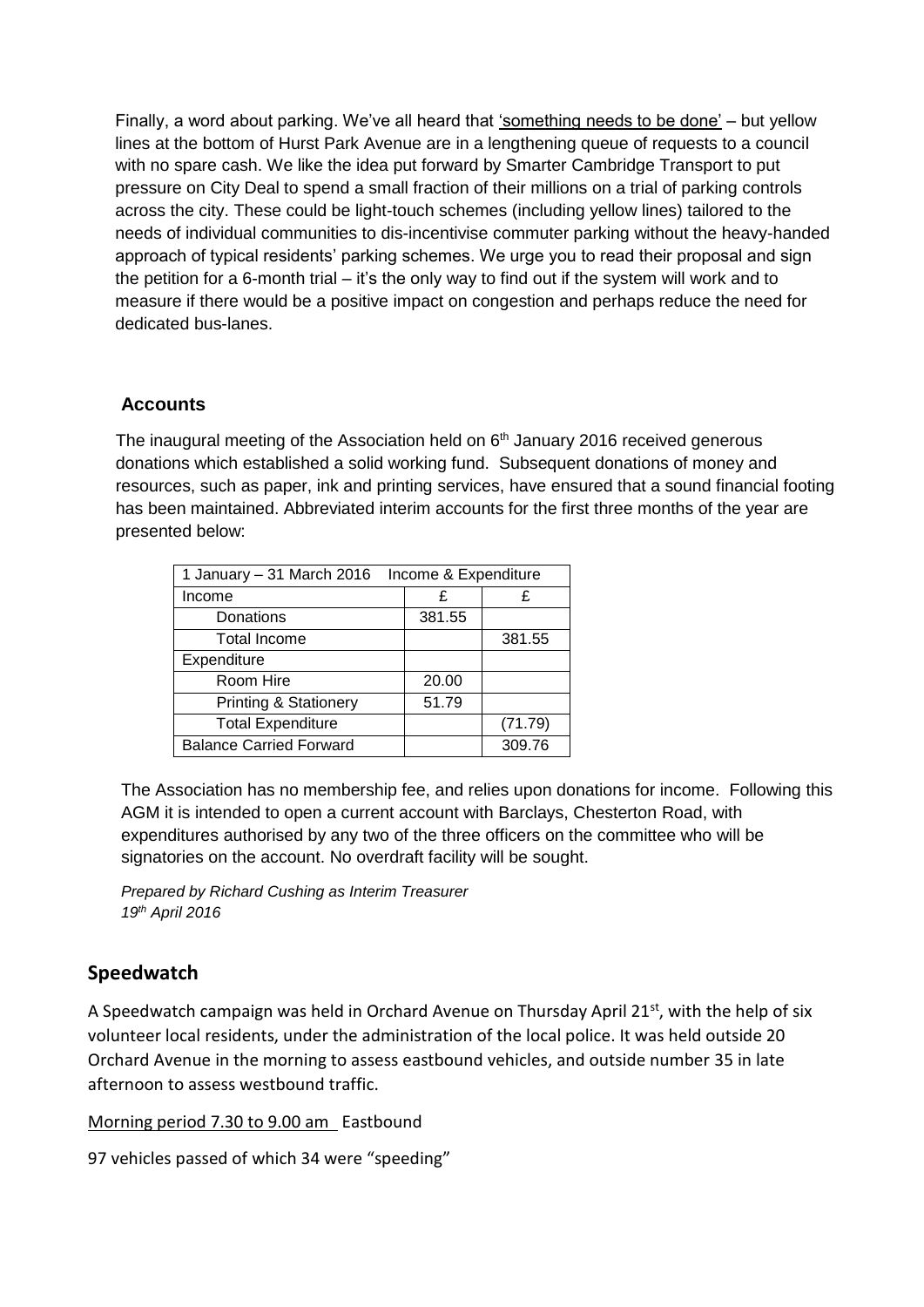Finally, a word about parking. We've all heard that 'something needs to be done' – but yellow lines at the bottom of Hurst Park Avenue are in a lengthening queue of requests to a council with no spare cash. We like the idea put forward by Smarter Cambridge Transport to put pressure on City Deal to spend a small fraction of their millions on a trial of parking controls across the city. These could be light-touch schemes (including yellow lines) tailored to the needs of individual communities to dis-incentivise commuter parking without the heavy-handed approach of typical residents' parking schemes. We urge you to read their proposal and sign the petition for a 6-month trial – it's the only way to find out if the system will work and to measure if there would be a positive impact on congestion and perhaps reduce the need for dedicated bus-lanes.

### Accounts

The inaugural meeting of the Association held on 6th January 2016 received generous donations which established a solid working fund. Subsequent donations of money and resources, such as paper, ink and printing services, have ensured that a sound financial footing has been maintained. Abbreviated interim accounts for the first three months of the year are presented below:

| 1 January – 31 March 2016 Income & Expenditure | | |
|---|---|---|
| Income | £ | £ |
| Donations | 381.55 | |
| Total Income | | 381.55 |
| Expenditure | | |
| Room Hire | 20.00 | |
| Printing & Stationery | 51.79 | |
| Total Expenditure | | (71.79) |
| Balance Carried Forward | | 309.76 |

The Association has no membership fee, and relies upon donations for income. Following this AGM it is intended to open a current account with Barclays, Chesterton Road, with expenditures authorised by any two of the three officers on the committee who will be signatories on the account. No overdraft facility will be sought.

*Prepared by Richard Cushing as Interim Treasurer*
*19th April 2016*

## Speedwatch

A Speedwatch campaign was held in Orchard Avenue on Thursday April 21st, with the help of six volunteer local residents, under the administration of the local police. It was held outside 20 Orchard Avenue in the morning to assess eastbound vehicles, and outside number 35 in late afternoon to assess westbound traffic.

Morning period 7.30 to 9.00 am Eastbound

97 vehicles passed of which 34 were "speeding"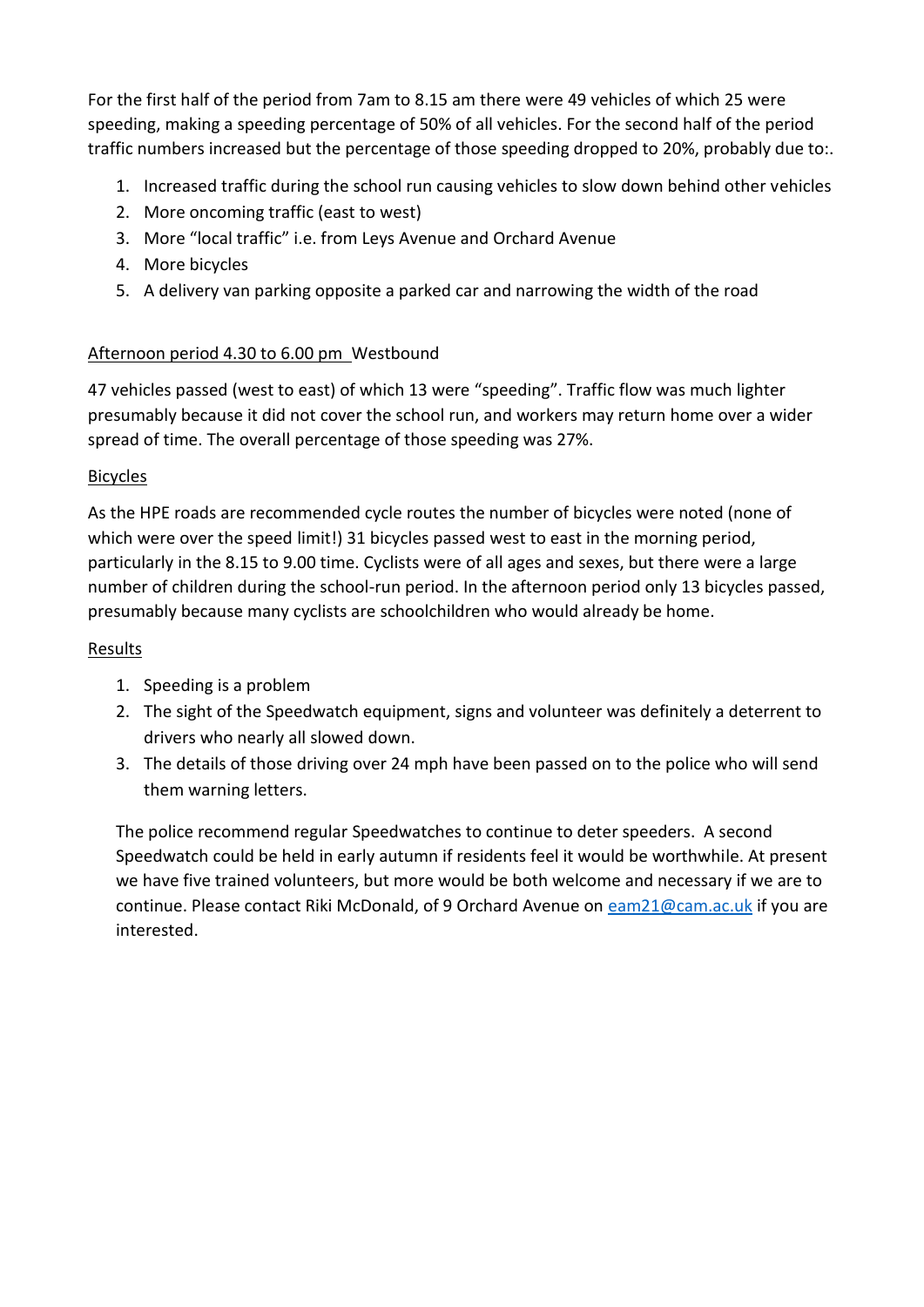For the first half of the period from 7am to 8.15 am there were 49 vehicles of which 25 were speeding, making a speeding percentage of 50% of all vehicles. For the second half of the period traffic numbers increased but the percentage of those speeding dropped to 20%, probably due to:.

1. Increased traffic during the school run causing vehicles to slow down behind other vehicles
2. More oncoming traffic (east to west)
3. More "local traffic" i.e. from Leys Avenue and Orchard Avenue
4. More bicycles
5. A delivery van parking opposite a parked car and narrowing the width of the road

<u>Afternoon period 4.30 to 6.00 pm</u> Westbound

47 vehicles passed (west to east) of which 13 were "speeding". Traffic flow was much lighter presumably because it did not cover the school run, and workers may return home over a wider spread of time. The overall percentage of those speeding was 27%.

<u>Bicycles</u>

As the HPE roads are recommended cycle routes the number of bicycles were noted (none of which were over the speed limit!) 31 bicycles passed west to east in the morning period, particularly in the 8.15 to 9.00 time. Cyclists were of all ages and sexes, but there were a large number of children during the school-run period. In the afternoon period only 13 bicycles passed, presumably because many cyclists are schoolchildren who would already be home.

<u>Results</u>

1. Speeding is a problem
2. The sight of the Speedwatch equipment, signs and volunteer was definitely a deterrent to drivers who nearly all slowed down.
3. The details of those driving over 24 mph have been passed on to the police who will send them warning letters.

The police recommend regular Speedwatches to continue to deter speeders. A second Speedwatch could be held in early autumn if residents feel it would be worthwhile. At present we have five trained volunteers, but more would be both welcome and necessary if we are to continue. Please contact Riki McDonald, of 9 Orchard Avenue on eam21@cam.ac.uk if you are interested.